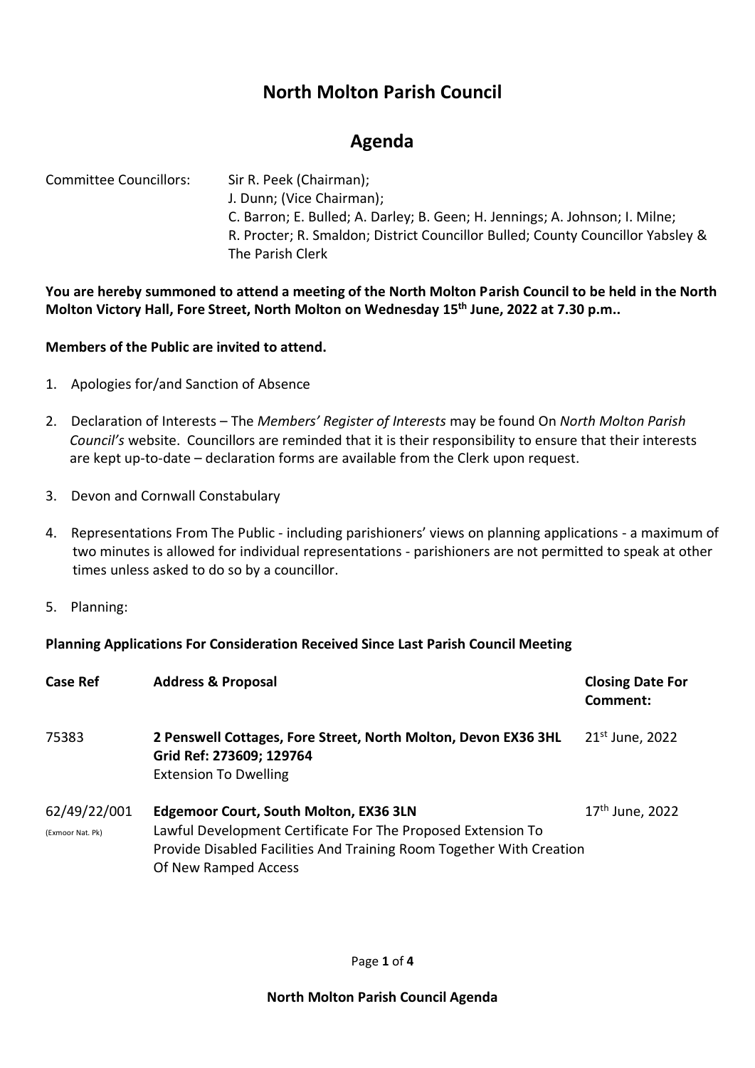# North Molton Parish Council

## Agenda

Committee Councillors: Sir R. Peek (Chairman);
J. Dunn; (Vice Chairman);
C. Barron; E. Bulled; A. Darley; B. Geen; H. Jennings; A. Johnson; I. Milne;
R. Procter; R. Smaldon; District Councillor Bulled; County Councillor Yabsley &
The Parish Clerk

**You are hereby summoned to attend a meeting of the North Molton Parish Council to be held in the North Molton Victory Hall, Fore Street, North Molton on Wednesday 15th June, 2022 at 7.30 p.m..**

**Members of the Public are invited to attend.**

1. Apologies for/and Sanction of Absence
2. Declaration of Interests – The *Members' Register of Interests* may be found On *North Molton Parish Council's* website. Councillors are reminded that it is their responsibility to ensure that their interests are kept up-to-date – declaration forms are available from the Clerk upon request.
3. Devon and Cornwall Constabulary
4. Representations From The Public - including parishioners' views on planning applications - a maximum of two minutes is allowed for individual representations - parishioners are not permitted to speak at other times unless asked to do so by a councillor.
5. Planning:

**Planning Applications For Consideration Received Since Last Parish Council Meeting**

| Case Ref | Address & Proposal | Closing Date For Comment: |
|---|---|---|
| 75383 | **2 Penswell Cottages, Fore Street, North Molton, Devon EX36 3HL Grid Ref: 273609; 129764** Extension To Dwelling | 21st June, 2022 |
| 62/49/22/001 (Exmoor Nat. Pk) | **Edgemoor Court, South Molton, EX36 3LN** Lawful Development Certificate For The Proposed Extension To Provide Disabled Facilities And Training Room Together With Creation Of New Ramped Access | 17th June, 2022 |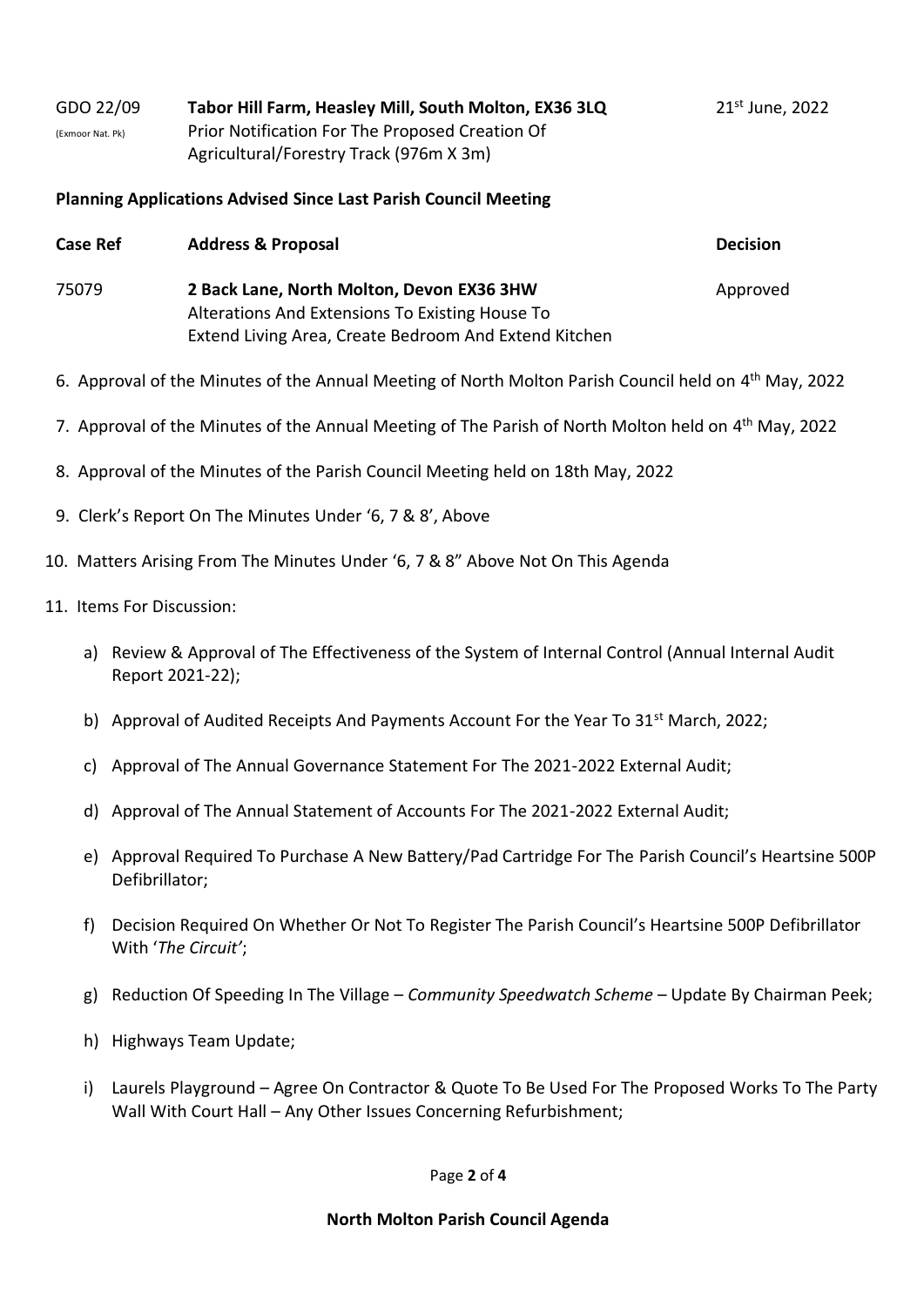| | | |
|---|---|---|
| GDO 22/09 (Exmoor Nat. Pk) | **Tabor Hill Farm, Heasley Mill, South Molton, EX36 3LQ** Prior Notification For The Proposed Creation Of Agricultural/Forestry Track (976m X 3m) | 21st June, 2022 |

**Planning Applications Advised Since Last Parish Council Meeting**

| Case Ref | Address & Proposal | Decision |
|---|---|---|
| 75079 | **2 Back Lane, North Molton, Devon EX36 3HW** Alterations And Extensions To Existing House To Extend Living Area, Create Bedroom And Extend Kitchen | Approved |

6. Approval of the Minutes of the Annual Meeting of North Molton Parish Council held on 4th May, 2022

7. Approval of the Minutes of the Annual Meeting of The Parish of North Molton held on 4th May, 2022

8. Approval of the Minutes of the Parish Council Meeting held on 18th May, 2022

9. Clerk's Report On The Minutes Under '6, 7 & 8', Above

10. Matters Arising From The Minutes Under '6, 7 & 8" Above Not On This Agenda

11. Items For Discussion:

    a) Review & Approval of The Effectiveness of the System of Internal Control (Annual Internal Audit Report 2021-22);

    b) Approval of Audited Receipts And Payments Account For the Year To 31st March, 2022;

    c) Approval of The Annual Governance Statement For The 2021-2022 External Audit;

    d) Approval of The Annual Statement of Accounts For The 2021-2022 External Audit;

    e) Approval Required To Purchase A New Battery/Pad Cartridge For The Parish Council's Heartsine 500P Defibrillator;

    f) Decision Required On Whether Or Not To Register The Parish Council's Heartsine 500P Defibrillator With '*The Circuit'*;

    g) Reduction Of Speeding In The Village – *Community Speedwatch Scheme* – Update By Chairman Peek;

    h) Highways Team Update;

    i) Laurels Playground – Agree On Contractor & Quote To Be Used For The Proposed Works To The Party Wall With Court Hall – Any Other Issues Concerning Refurbishment;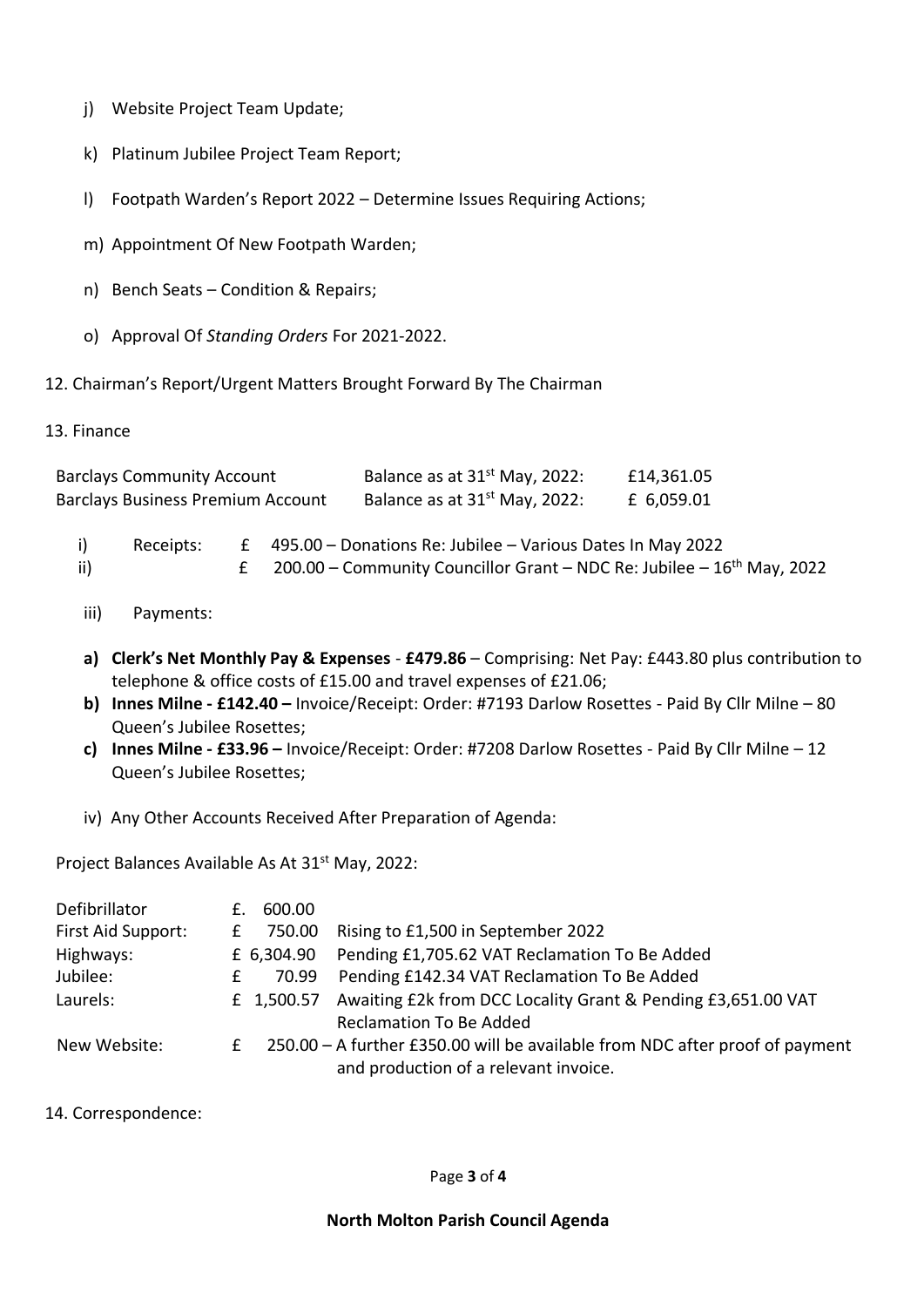j) Website Project Team Update;

k) Platinum Jubilee Project Team Report;

l) Footpath Warden's Report 2022 – Determine Issues Requiring Actions;

m) Appointment Of New Footpath Warden;

n) Bench Seats – Condition & Repairs;

o) Approval Of *Standing Orders* For 2021-2022.

12. Chairman's Report/Urgent Matters Brought Forward By The Chairman

13. Finance

| | | |
|---|---|---|
| Barclays Community Account | Balance as at 31st May, 2022: | £14,361.05 |
| Barclays Business Premium Account | Balance as at 31st May, 2022: | £ 6,059.01 |

i) Receipts: £ 495.00 – Donations Re: Jubilee – Various Dates In May 2022

ii) £ 200.00 – Community Councillor Grant – NDC Re: Jubilee – 16th May, 2022

iii) Payments:

**a) Clerk's Net Monthly Pay & Expenses** - **£479.86** – Comprising: Net Pay: £443.80 plus contribution to telephone & office costs of £15.00 and travel expenses of £21.06;

**b) Innes Milne - £142.40 –** Invoice/Receipt: Order: #7193 Darlow Rosettes - Paid By Cllr Milne – 80 Queen's Jubilee Rosettes;

**c) Innes Milne - £33.96 –** Invoice/Receipt: Order: #7208 Darlow Rosettes - Paid By Cllr Milne – 12 Queen's Jubilee Rosettes;

iv) Any Other Accounts Received After Preparation of Agenda:

Project Balances Available As At 31st May, 2022:

| | | |
|---|---|---|
| Defibrillator | £. 600.00 | |
| First Aid Support: | £ 750.00 | Rising to £1,500 in September 2022 |
| Highways: | £ 6,304.90 | Pending £1,705.62 VAT Reclamation To Be Added |
| Jubilee: | £ 70.99 | Pending £142.34 VAT Reclamation To Be Added |
| Laurels: | £ 1,500.57 | Awaiting £2k from DCC Locality Grant & Pending £3,651.00 VAT Reclamation To Be Added |
| New Website: | £ 250.00 | – A further £350.00 will be available from NDC after proof of payment and production of a relevant invoice. |

14. Correspondence: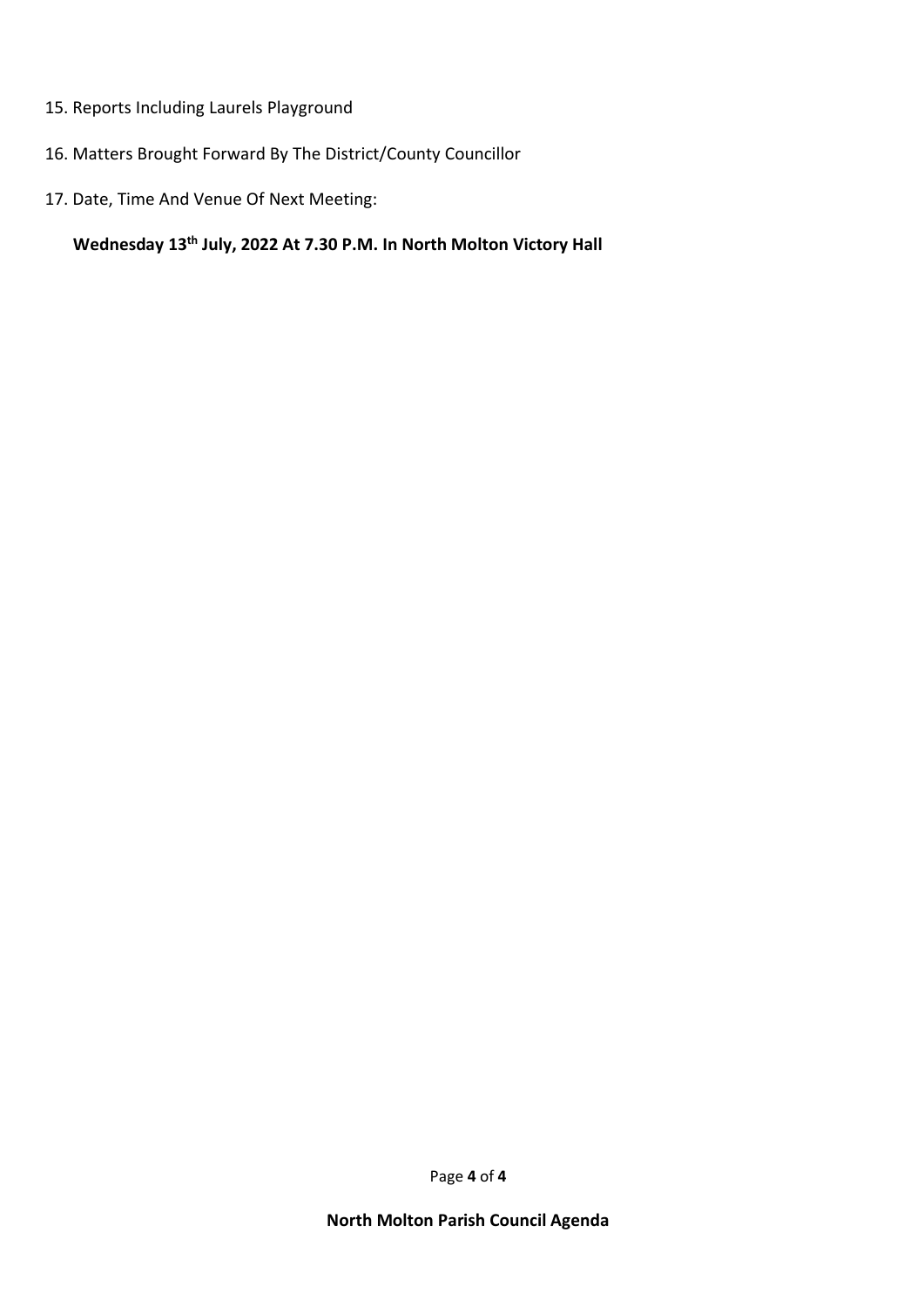15. Reports Including Laurels Playground
16. Matters Brought Forward By The District/County Councillor
17. Date, Time And Venue Of Next Meeting:

    **Wednesday 13th July, 2022 At 7.30 P.M. In North Molton Victory Hall**